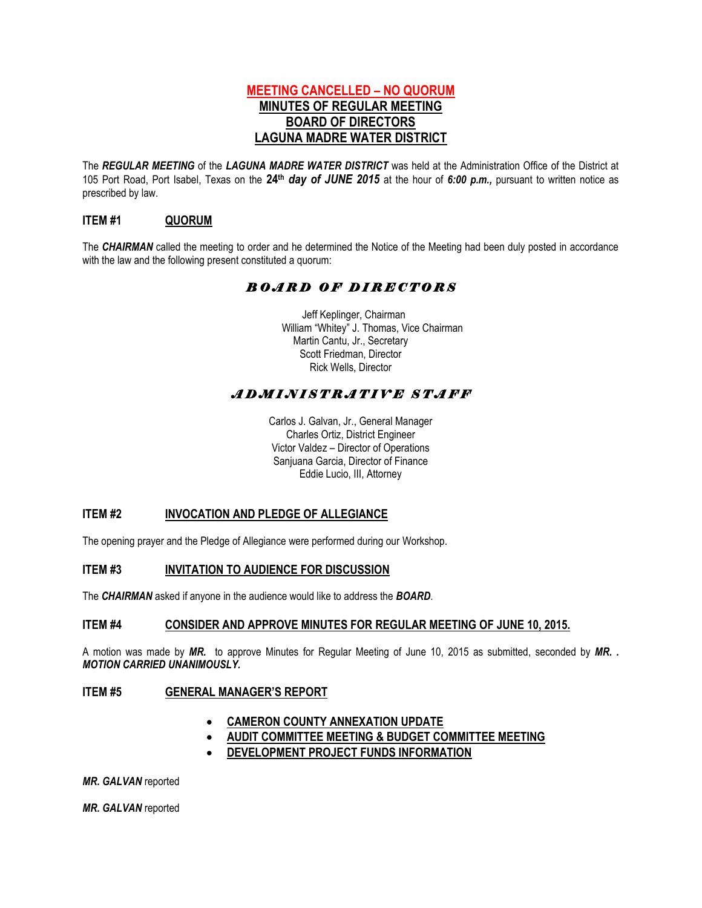# MEETING CANCELLED – NO QUORUM

## MINUTES OF REGULAR MEETING
## BOARD OF DIRECTORS
## LAGUNA MADRE WATER DISTRICT

The ***REGULAR MEETING*** of the ***LAGUNA MADRE WATER DISTRICT*** was held at the Administration Office of the District at 105 Port Road, Port Isabel, Texas on the **24th *day of JUNE 2015*** at the hour of ***6:00 p.m.,*** pursuant to written notice as prescribed by law.

### ITEM #1 QUORUM

The ***CHAIRMAN*** called the meeting to order and he determined the Notice of the Meeting had been duly posted in accordance with the law and the following present constituted a quorum:

### *BOARD OF DIRECTORS*

Jeff Keplinger, Chairman
William "Whitey" J. Thomas, Vice Chairman
Martin Cantu, Jr., Secretary
Scott Friedman, Director
Rick Wells, Director

### *ADMINISTRATIVE STAFF*

Carlos J. Galvan, Jr., General Manager
Charles Ortiz, District Engineer
Victor Valdez – Director of Operations
Sanjuana Garcia, Director of Finance
Eddie Lucio, III, Attorney

### ITEM #2 INVOCATION AND PLEDGE OF ALLEGIANCE

The opening prayer and the Pledge of Allegiance were performed during our Workshop.

### ITEM #3 INVITATION TO AUDIENCE FOR DISCUSSION

The ***CHAIRMAN*** asked if anyone in the audience would like to address the ***BOARD***.

### ITEM #4 CONSIDER AND APPROVE MINUTES FOR REGULAR MEETING OF JUNE 10, 2015.

A motion was made by ***MR.*** to approve Minutes for Regular Meeting of June 10, 2015 as submitted, seconded by ***MR. .*** ***MOTION CARRIED UNANIMOUSLY.***

### ITEM #5 GENERAL MANAGER'S REPORT

- **CAMERON COUNTY ANNEXATION UPDATE**
- **AUDIT COMMITTEE MEETING & BUDGET COMMITTEE MEETING**
- **DEVELOPMENT PROJECT FUNDS INFORMATION**

***MR. GALVAN*** reported

***MR. GALVAN*** reported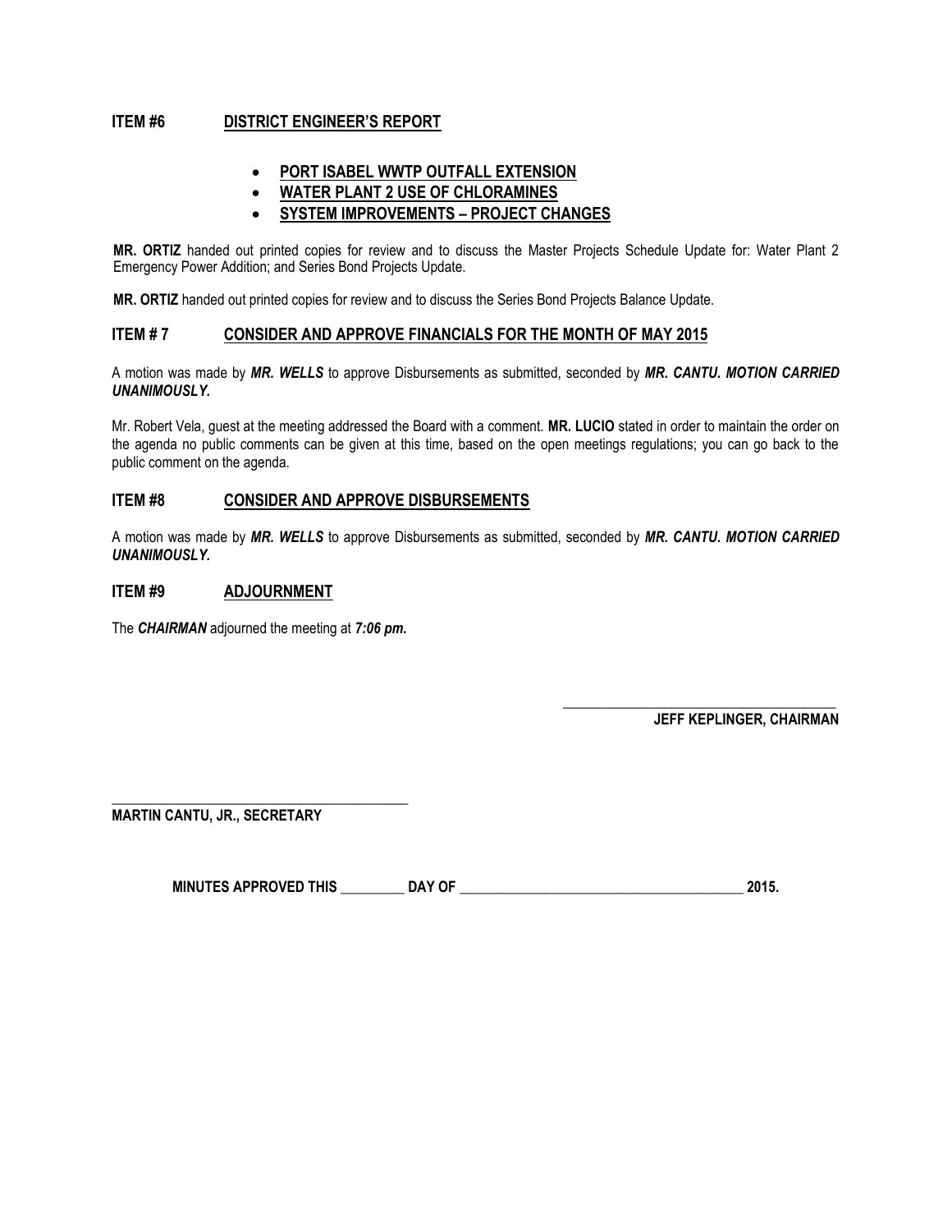### ITEM #6 **DISTRICT ENGINEER'S REPORT**

- **PORT ISABEL WWTP OUTFALL EXTENSION**
- **WATER PLANT 2 USE OF CHLORAMINES**
- **SYSTEM IMPROVEMENTS – PROJECT CHANGES**

**MR. ORTIZ** handed out printed copies for review and to discuss the Master Projects Schedule Update for: Water Plant 2 Emergency Power Addition; and Series Bond Projects Update.

**MR. ORTIZ** handed out printed copies for review and to discuss the Series Bond Projects Balance Update.

### ITEM # 7 **CONSIDER AND APPROVE FINANCIALS FOR THE MONTH OF MAY 2015**

A motion was made by ***MR. WELLS*** to approve Disbursements as submitted, seconded by ***MR. CANTU. MOTION CARRIED UNANIMOUSLY.***

Mr. Robert Vela, guest at the meeting addressed the Board with a comment. **MR. LUCIO** stated in order to maintain the order on the agenda no public comments can be given at this time, based on the open meetings regulations; you can go back to the public comment on the agenda.

### ITEM #8 **CONSIDER AND APPROVE DISBURSEMENTS**

A motion was made by ***MR. WELLS*** to approve Disbursements as submitted, seconded by ***MR. CANTU. MOTION CARRIED UNANIMOUSLY.***

### ITEM #9 **ADJOURNMENT**

The ***CHAIRMAN*** adjourned the meeting at ***7:06 pm.***

\_\_\_\_\_\_\_\_\_\_\_\_\_\_\_\_\_\_\_\_\_\_\_\_\_\_\_\_\_\_\_\_\_\_\_\_\_\_\_\_

**JEFF KEPLINGER, CHAIRMAN**

\_\_\_\_\_\_\_\_\_\_\_\_\_\_\_\_\_\_\_\_\_\_\_\_\_\_\_\_\_\_\_\_\_\_\_\_\_\_\_\_

**MARTIN CANTU, JR., SECRETARY**

**MINUTES APPROVED THIS \_\_\_\_\_\_\_\_\_ DAY OF \_\_\_\_\_\_\_\_\_\_\_\_\_\_\_\_\_\_\_\_\_\_\_\_\_\_\_\_\_\_\_\_\_\_\_\_\_\_\_\_ 2015.**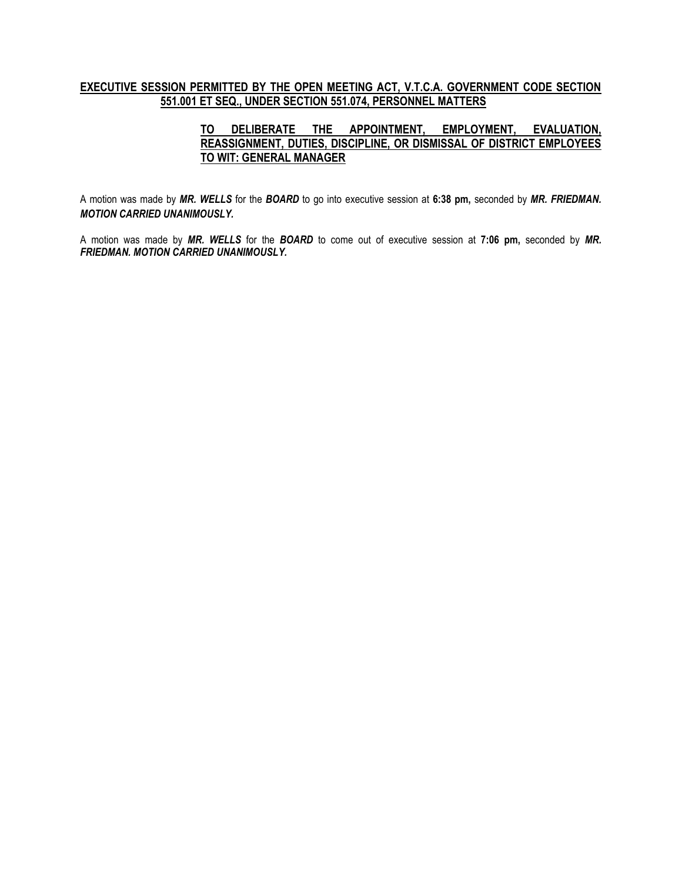**EXECUTIVE SESSION PERMITTED BY THE OPEN MEETING ACT, V.T.C.A. GOVERNMENT CODE SECTION 551.001 ET SEQ., UNDER SECTION 551.074, PERSONNEL MATTERS**

**TO DELIBERATE THE APPOINTMENT, EMPLOYMENT, EVALUATION, REASSIGNMENT, DUTIES, DISCIPLINE, OR DISMISSAL OF DISTRICT EMPLOYEES TO WIT: GENERAL MANAGER**

A motion was made by ***MR. WELLS*** for the ***BOARD*** to go into executive session at **6:38 pm,** seconded by ***MR. FRIEDMAN. MOTION CARRIED UNANIMOUSLY.***

A motion was made by ***MR. WELLS*** for the ***BOARD*** to come out of executive session at **7:06 pm,** seconded by ***MR. FRIEDMAN. MOTION CARRIED UNANIMOUSLY.***